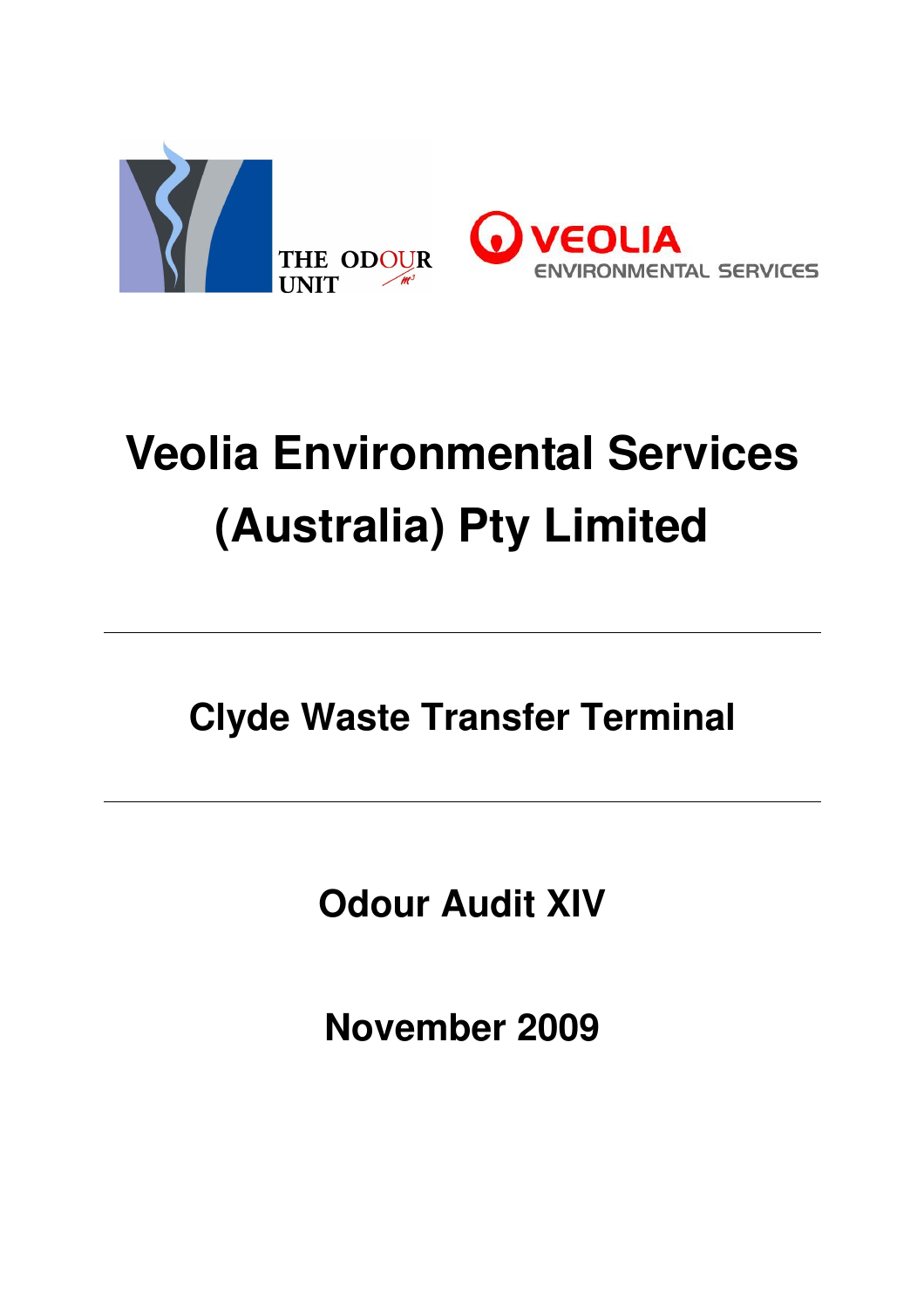THE ODOUR UNIT

VEOLIA ENVIRONMENTAL SERVICES

# Veolia Environmental Services (Australia) Pty Limited

---

## Clyde Waste Transfer Terminal

---

## Odour Audit XIV

## November 2009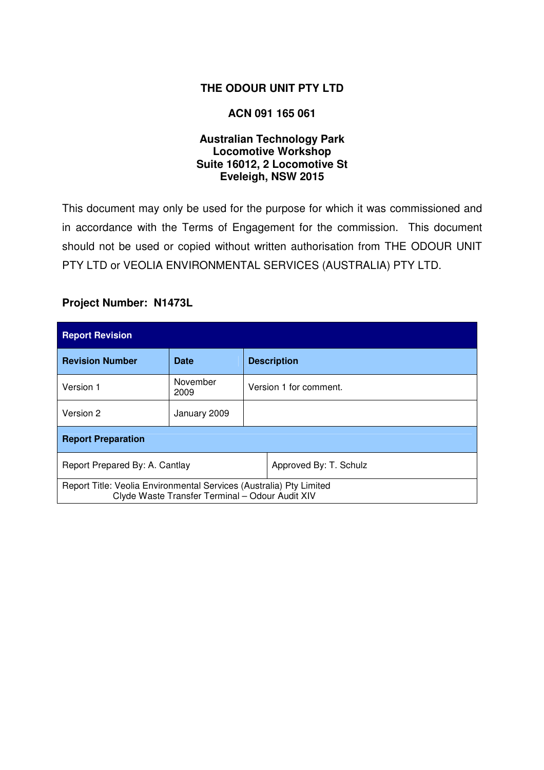**THE ODOUR UNIT PTY LTD**

**ACN 091 165 061**

**Australian Technology Park**
**Locomotive Workshop**
**Suite 16012, 2 Locomotive St**
**Eveleigh, NSW 2015**

This document may only be used for the purpose for which it was commissioned and in accordance with the Terms of Engagement for the commission. This document should not be used or copied without written authorisation from THE ODOUR UNIT PTY LTD or VEOLIA ENVIRONMENTAL SERVICES (AUSTRALIA) PTY LTD.

**Project Number: N1473L**

| **Report Revision** | | |
|---|---|---|
| **Revision Number** | **Date** | **Description** |
| Version 1 | November 2009 | Version 1 for comment. |
| Version 2 | January 2009 | |
| **Report Preparation** | | |
| Report Prepared By: A. Cantlay | | Approved By: T. Schulz |
| Report Title: Veolia Environmental Services (Australia) Pty Limited Clyde Waste Transfer Terminal – Odour Audit XIV | | |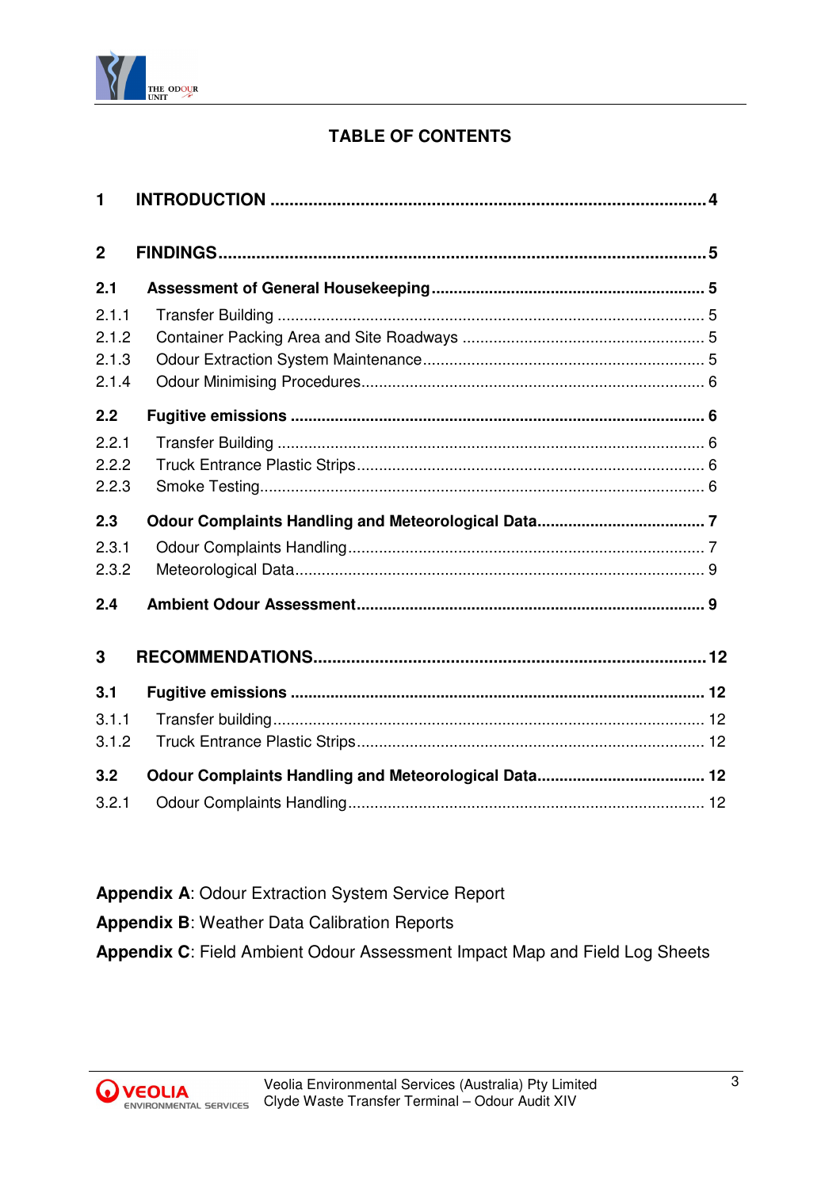# TABLE OF CONTENTS

**1 INTRODUCTION ..... 4**

**2 FINDINGS ..... 5**

**2.1 Assessment of General Housekeeping ..... 5**

2.1.1 Transfer Building ..... 5

2.1.2 Container Packing Area and Site Roadways ..... 5

2.1.3 Odour Extraction System Maintenance ..... 5

2.1.4 Odour Minimising Procedures ..... 6

**2.2 Fugitive emissions ..... 6**

2.2.1 Transfer Building ..... 6

2.2.2 Truck Entrance Plastic Strips ..... 6

2.2.3 Smoke Testing ..... 6

**2.3 Odour Complaints Handling and Meteorological Data ..... 7**

2.3.1 Odour Complaints Handling ..... 7

2.3.2 Meteorological Data ..... 9

**2.4 Ambient Odour Assessment ..... 9**

**3 RECOMMENDATIONS ..... 12**

**3.1 Fugitive emissions ..... 12**

3.1.1 Transfer building ..... 12

3.1.2 Truck Entrance Plastic Strips ..... 12

**3.2 Odour Complaints Handling and Meteorological Data ..... 12**

3.2.1 Odour Complaints Handling ..... 12

**Appendix A**: Odour Extraction System Service Report

**Appendix B**: Weather Data Calibration Reports

**Appendix C**: Field Ambient Odour Assessment Impact Map and Field Log Sheets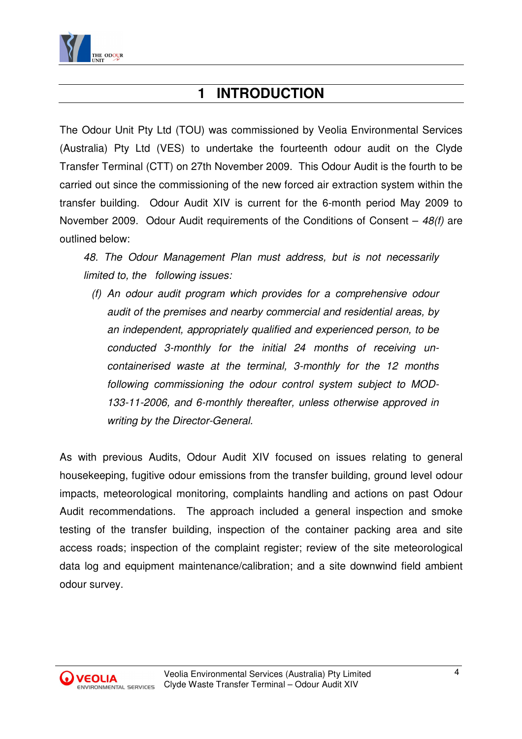# 1 INTRODUCTION

The Odour Unit Pty Ltd (TOU) was commissioned by Veolia Environmental Services (Australia) Pty Ltd (VES) to undertake the fourteenth odour audit on the Clyde Transfer Terminal (CTT) on 27th November 2009. This Odour Audit is the fourth to be carried out since the commissioning of the new forced air extraction system within the transfer building. Odour Audit XIV is current for the 6-month period May 2009 to November 2009. Odour Audit requirements of the Conditions of Consent – *48(f)* are outlined below:

> *48. The Odour Management Plan must address, but is not necessarily limited to, the following issues:*
>
> *(f) An odour audit program which provides for a comprehensive odour audit of the premises and nearby commercial and residential areas, by an independent, appropriately qualified and experienced person, to be conducted 3-monthly for the initial 24 months of receiving un-containerised waste at the terminal, 3-monthly for the 12 months following commissioning the odour control system subject to MOD-133-11-2006, and 6-monthly thereafter, unless otherwise approved in writing by the Director-General.*

As with previous Audits, Odour Audit XIV focused on issues relating to general housekeeping, fugitive odour emissions from the transfer building, ground level odour impacts, meteorological monitoring, complaints handling and actions on past Odour Audit recommendations. The approach included a general inspection and smoke testing of the transfer building, inspection of the container packing area and site access roads; inspection of the complaint register; review of the site meteorological data log and equipment maintenance/calibration; and a site downwind field ambient odour survey.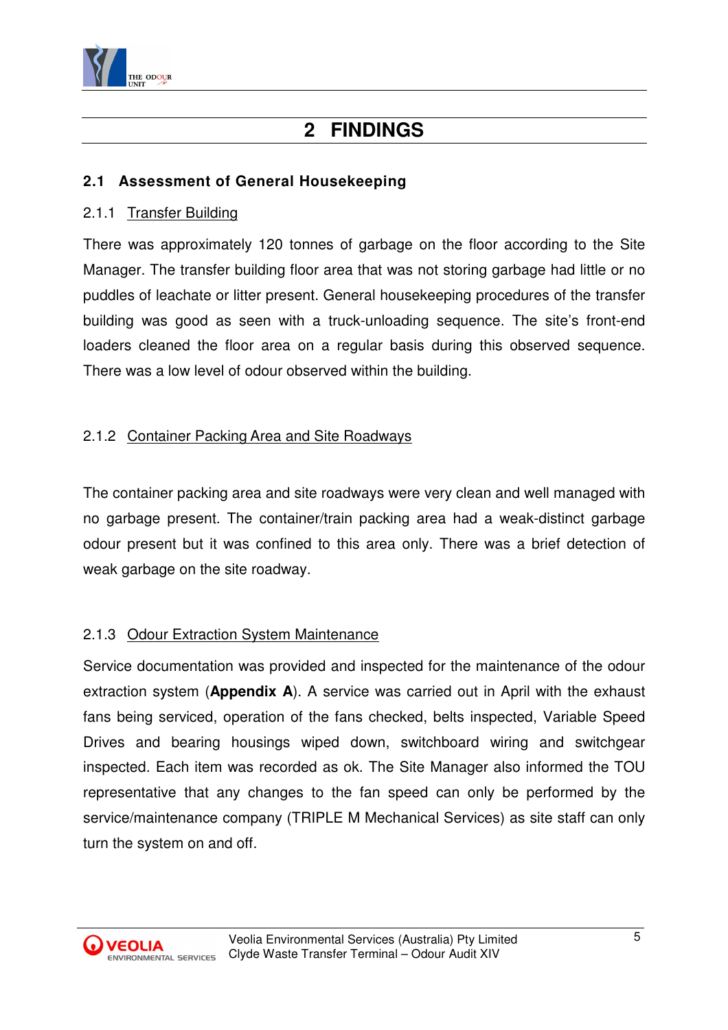# 2 FINDINGS

## 2.1 Assessment of General Housekeeping

### 2.1.1 Transfer Building

There was approximately 120 tonnes of garbage on the floor according to the Site Manager. The transfer building floor area that was not storing garbage had little or no puddles of leachate or litter present. General housekeeping procedures of the transfer building was good as seen with a truck-unloading sequence. The site's front-end loaders cleaned the floor area on a regular basis during this observed sequence. There was a low level of odour observed within the building.

### 2.1.2 Container Packing Area and Site Roadways

The container packing area and site roadways were very clean and well managed with no garbage present. The container/train packing area had a weak-distinct garbage odour present but it was confined to this area only. There was a brief detection of weak garbage on the site roadway.

### 2.1.3 Odour Extraction System Maintenance

Service documentation was provided and inspected for the maintenance of the odour extraction system (**Appendix A**). A service was carried out in April with the exhaust fans being serviced, operation of the fans checked, belts inspected, Variable Speed Drives and bearing housings wiped down, switchboard wiring and switchgear inspected. Each item was recorded as ok. The Site Manager also informed the TOU representative that any changes to the fan speed can only be performed by the service/maintenance company (TRIPLE M Mechanical Services) as site staff can only turn the system on and off.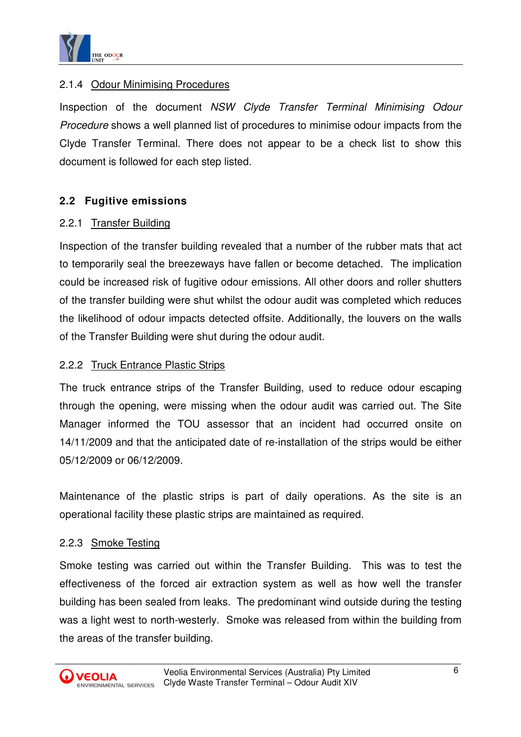#### 2.1.4 Odour Minimising Procedures

Inspection of the document *NSW Clyde Transfer Terminal Minimising Odour Procedure* shows a well planned list of procedures to minimise odour impacts from the Clyde Transfer Terminal. There does not appear to be a check list to show this document is followed for each step listed.

### 2.2 Fugitive emissions

#### 2.2.1 Transfer Building

Inspection of the transfer building revealed that a number of the rubber mats that act to temporarily seal the breezeways have fallen or become detached. The implication could be increased risk of fugitive odour emissions. All other doors and roller shutters of the transfer building were shut whilst the odour audit was completed which reduces the likelihood of odour impacts detected offsite. Additionally, the louvers on the walls of the Transfer Building were shut during the odour audit.

#### 2.2.2 Truck Entrance Plastic Strips

The truck entrance strips of the Transfer Building, used to reduce odour escaping through the opening, were missing when the odour audit was carried out. The Site Manager informed the TOU assessor that an incident had occurred onsite on 14/11/2009 and that the anticipated date of re-installation of the strips would be either 05/12/2009 or 06/12/2009.

Maintenance of the plastic strips is part of daily operations. As the site is an operational facility these plastic strips are maintained as required.

#### 2.2.3 Smoke Testing

Smoke testing was carried out within the Transfer Building. This was to test the effectiveness of the forced air extraction system as well as how well the transfer building has been sealed from leaks. The predominant wind outside during the testing was a light west to north-westerly. Smoke was released from within the building from the areas of the transfer building.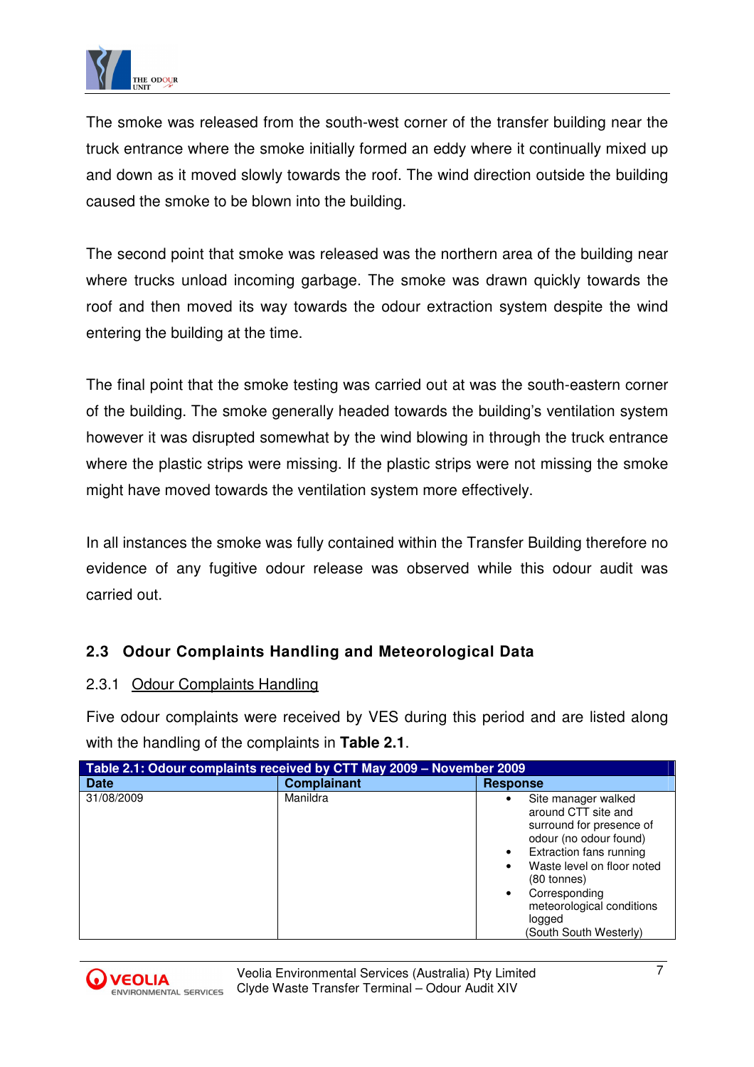The smoke was released from the south-west corner of the transfer building near the truck entrance where the smoke initially formed an eddy where it continually mixed up and down as it moved slowly towards the roof. The wind direction outside the building caused the smoke to be blown into the building.

The second point that smoke was released was the northern area of the building near where trucks unload incoming garbage. The smoke was drawn quickly towards the roof and then moved its way towards the odour extraction system despite the wind entering the building at the time.

The final point that the smoke testing was carried out at was the south-eastern corner of the building. The smoke generally headed towards the building's ventilation system however it was disrupted somewhat by the wind blowing in through the truck entrance where the plastic strips were missing. If the plastic strips were not missing the smoke might have moved towards the ventilation system more effectively.

In all instances the smoke was fully contained within the Transfer Building therefore no evidence of any fugitive odour release was observed while this odour audit was carried out.

### 2.3 Odour Complaints Handling and Meteorological Data

#### 2.3.1 Odour Complaints Handling

Five odour complaints were received by VES during this period and are listed along with the handling of the complaints in **Table 2.1**.

**Table 2.1: Odour complaints received by CTT May 2009 – November 2009**

| Date | Complainant | Response |
|---|---|---|
| 31/08/2009 | Manildra | • Site manager walked around CTT site and surround for presence of odour (no odour found)<br>• Extraction fans running<br>• Waste level on floor noted (80 tonnes)<br>• Corresponding meteorological conditions logged<br>(South South Westerly) |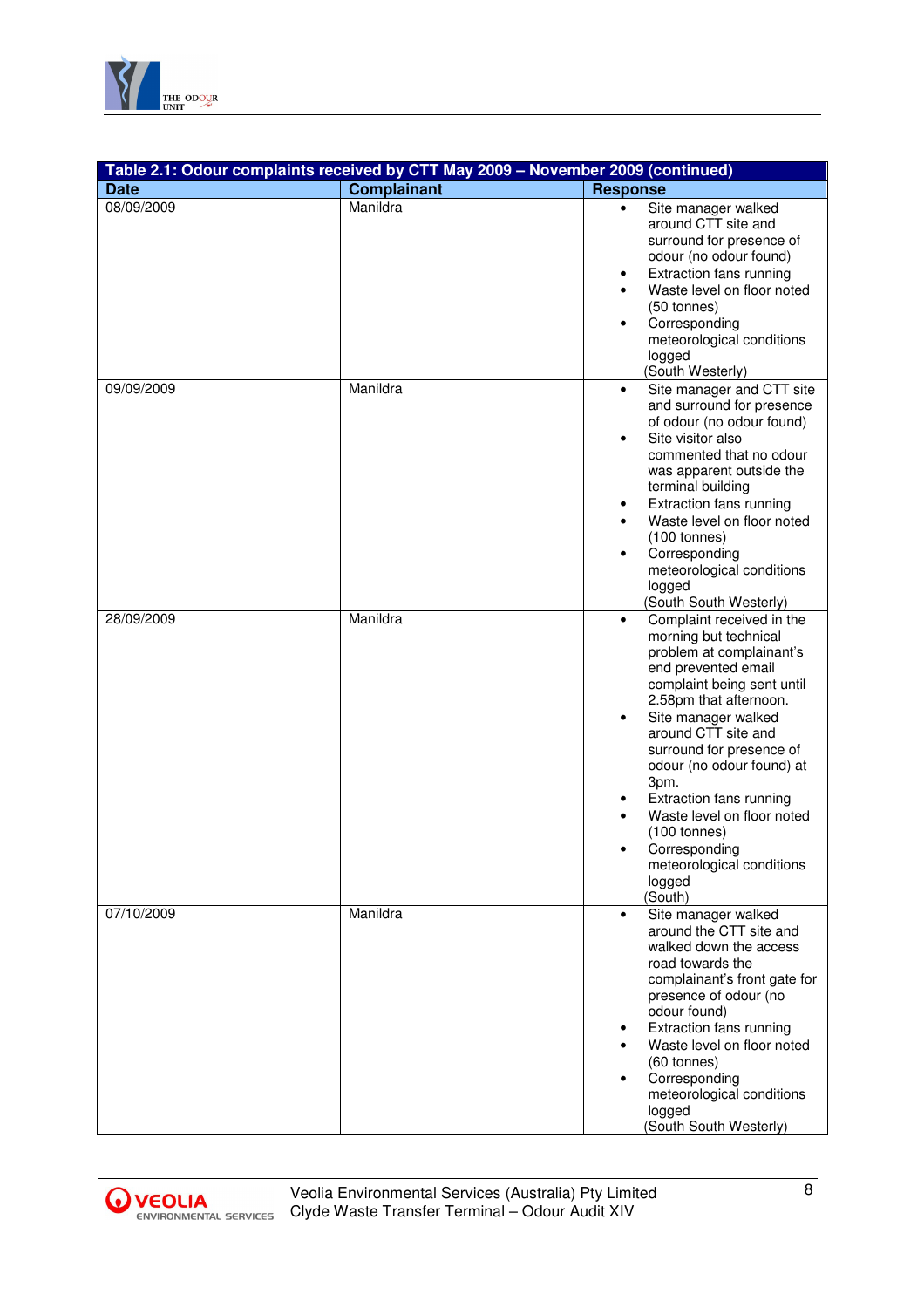**Table 2.1: Odour complaints received by CTT May 2009 – November 2009 (continued)**

| Date | Complainant | Response |
|---|---|---|
| 08/09/2009 | Manildra | • Site manager walked around CTT site and surround for presence of odour (no odour found)<br>• Extraction fans running<br>• Waste level on floor noted (50 tonnes)<br>• Corresponding meteorological conditions logged (South Westerly) |
| 09/09/2009 | Manildra | • Site manager and CTT site and surround for presence of odour (no odour found)<br>• Site visitor also commented that no odour was apparent outside the terminal building<br>• Extraction fans running<br>• Waste level on floor noted (100 tonnes)<br>• Corresponding meteorological conditions logged (South South Westerly) |
| 28/09/2009 | Manildra | • Complaint received in the morning but technical problem at complainant's end prevented email complaint being sent until 2.58pm that afternoon.<br>• Site manager walked around CTT site and surround for presence of odour (no odour found) at 3pm.<br>• Extraction fans running<br>• Waste level on floor noted (100 tonnes)<br>• Corresponding meteorological conditions logged (South) |
| 07/10/2009 | Manildra | • Site manager walked around the CTT site and walked down the access road towards the complainant's front gate for presence of odour (no odour found)<br>• Extraction fans running<br>• Waste level on floor noted (60 tonnes)<br>• Corresponding meteorological conditions logged (South South Westerly) |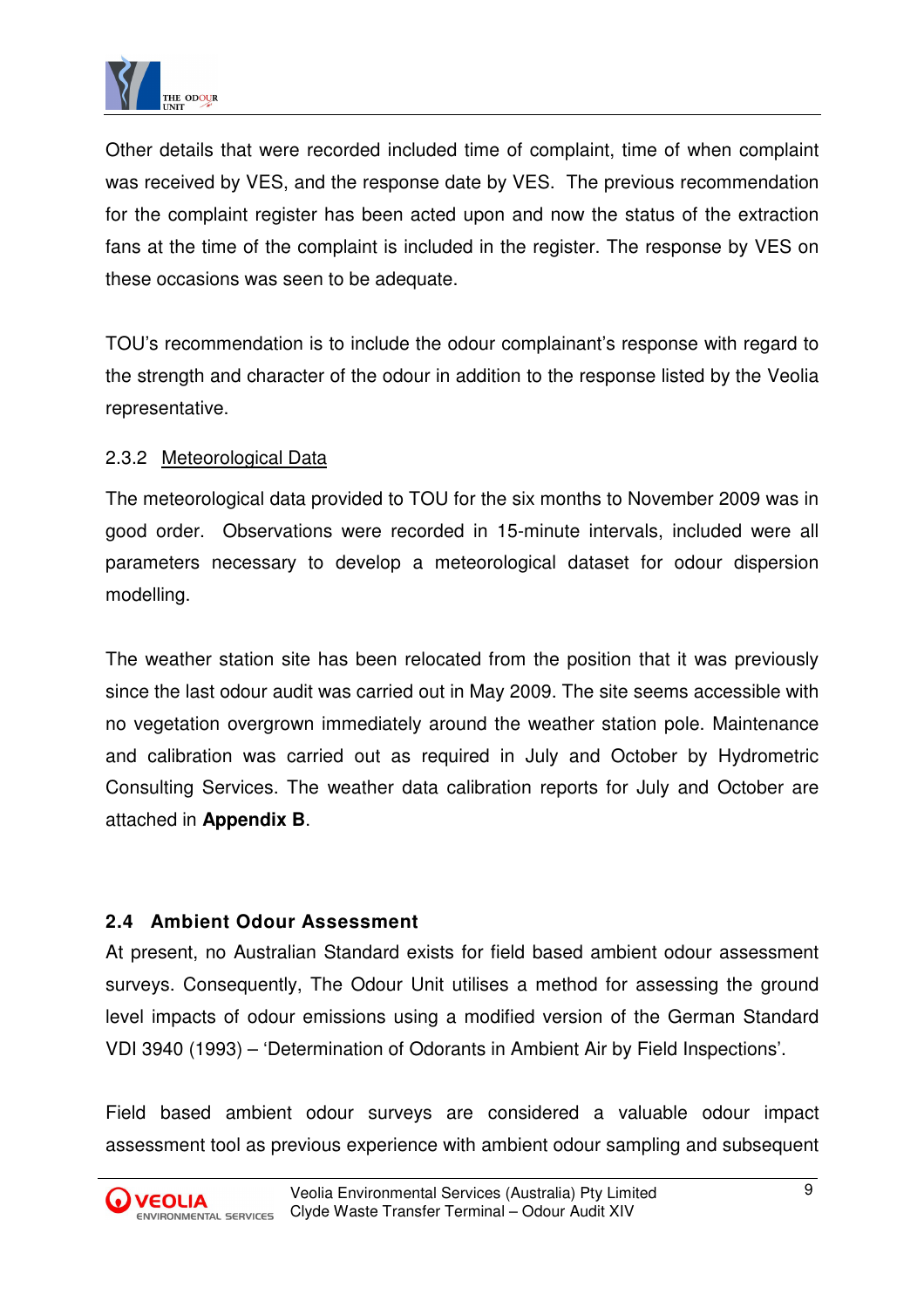Other details that were recorded included time of complaint, time of when complaint was received by VES, and the response date by VES. The previous recommendation for the complaint register has been acted upon and now the status of the extraction fans at the time of the complaint is included in the register. The response by VES on these occasions was seen to be adequate.

TOU's recommendation is to include the odour complainant's response with regard to the strength and character of the odour in addition to the response listed by the Veolia representative.

#### 2.3.2 Meteorological Data

The meteorological data provided to TOU for the six months to November 2009 was in good order. Observations were recorded in 15-minute intervals, included were all parameters necessary to develop a meteorological dataset for odour dispersion modelling.

The weather station site has been relocated from the position that it was previously since the last odour audit was carried out in May 2009. The site seems accessible with no vegetation overgrown immediately around the weather station pole. Maintenance and calibration was carried out as required in July and October by Hydrometric Consulting Services. The weather data calibration reports for July and October are attached in **Appendix B**.

### 2.4 Ambient Odour Assessment

At present, no Australian Standard exists for field based ambient odour assessment surveys. Consequently, The Odour Unit utilises a method for assessing the ground level impacts of odour emissions using a modified version of the German Standard VDI 3940 (1993) – 'Determination of Odorants in Ambient Air by Field Inspections'.

Field based ambient odour surveys are considered a valuable odour impact assessment tool as previous experience with ambient odour sampling and subsequent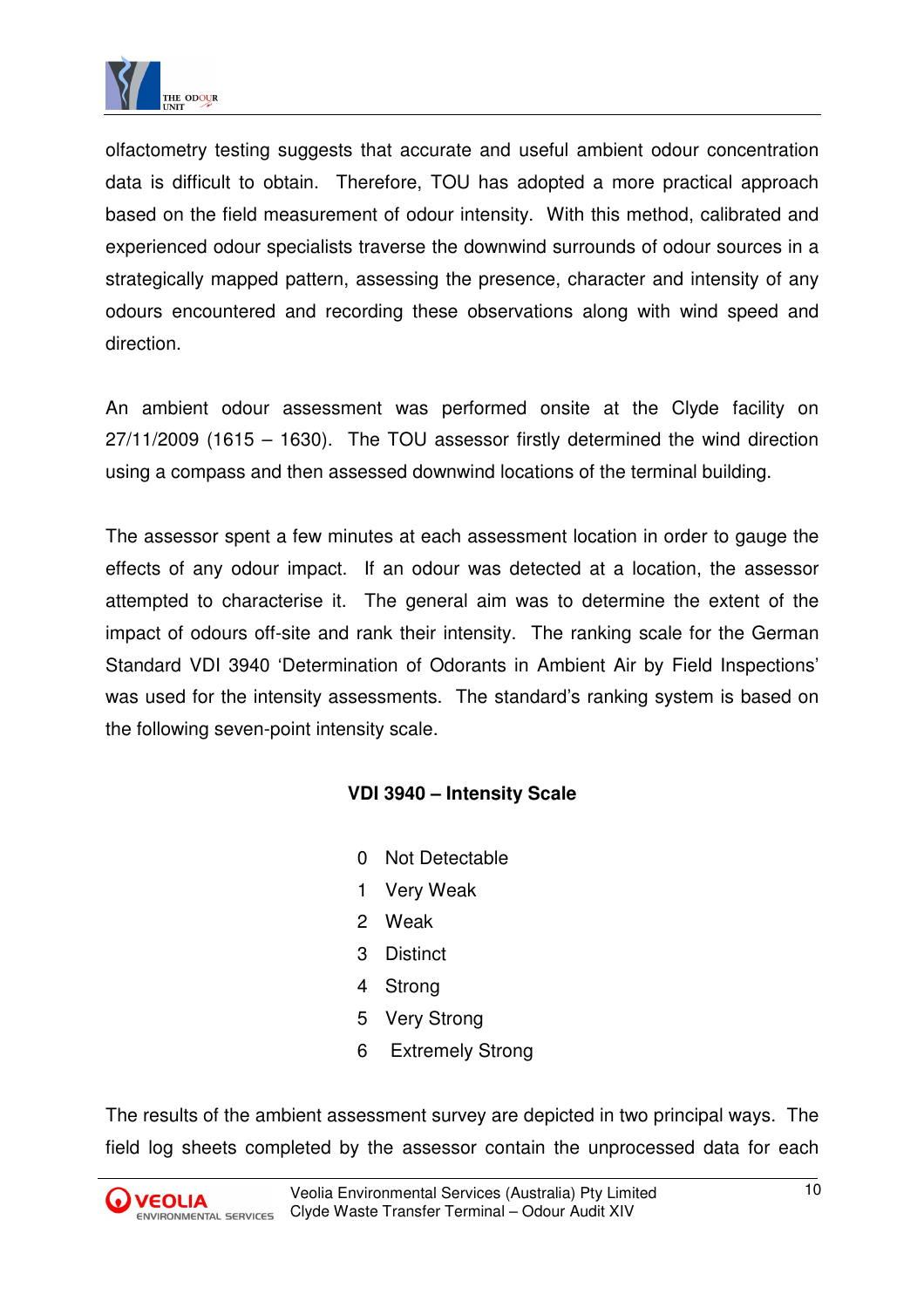olfactometry testing suggests that accurate and useful ambient odour concentration data is difficult to obtain. Therefore, TOU has adopted a more practical approach based on the field measurement of odour intensity. With this method, calibrated and experienced odour specialists traverse the downwind surrounds of odour sources in a strategically mapped pattern, assessing the presence, character and intensity of any odours encountered and recording these observations along with wind speed and direction.

An ambient odour assessment was performed onsite at the Clyde facility on 27/11/2009 (1615 – 1630). The TOU assessor firstly determined the wind direction using a compass and then assessed downwind locations of the terminal building.

The assessor spent a few minutes at each assessment location in order to gauge the effects of any odour impact. If an odour was detected at a location, the assessor attempted to characterise it. The general aim was to determine the extent of the impact of odours off-site and rank their intensity. The ranking scale for the German Standard VDI 3940 'Determination of Odorants in Ambient Air by Field Inspections' was used for the intensity assessments. The standard's ranking system is based on the following seven-point intensity scale.

**VDI 3940 – Intensity Scale**

0 Not Detectable
1 Very Weak
2 Weak
3 Distinct
4 Strong
5 Very Strong
6 Extremely Strong

The results of the ambient assessment survey are depicted in two principal ways. The field log sheets completed by the assessor contain the unprocessed data for each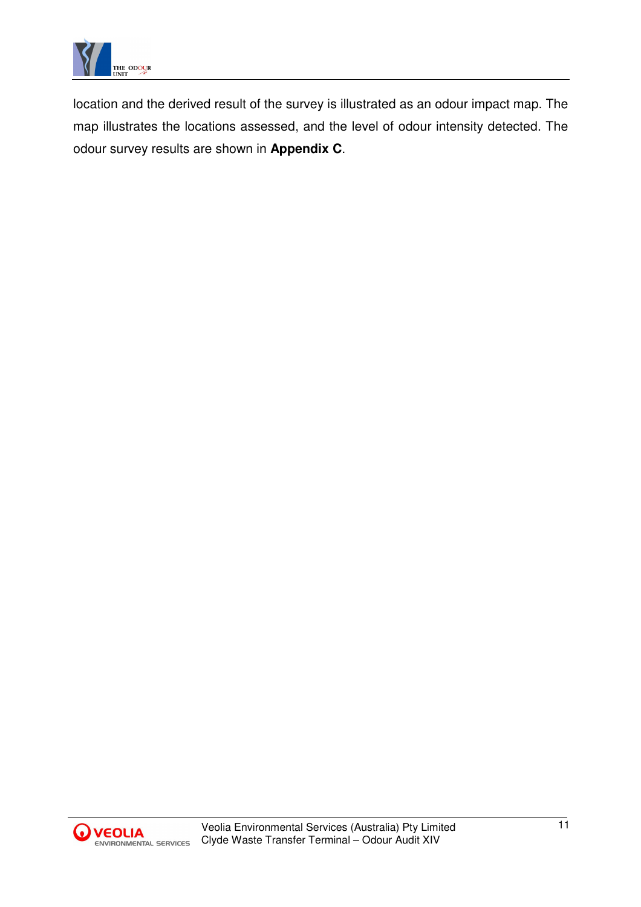location and the derived result of the survey is illustrated as an odour impact map. The map illustrates the locations assessed, and the level of odour intensity detected. The odour survey results are shown in **Appendix C**.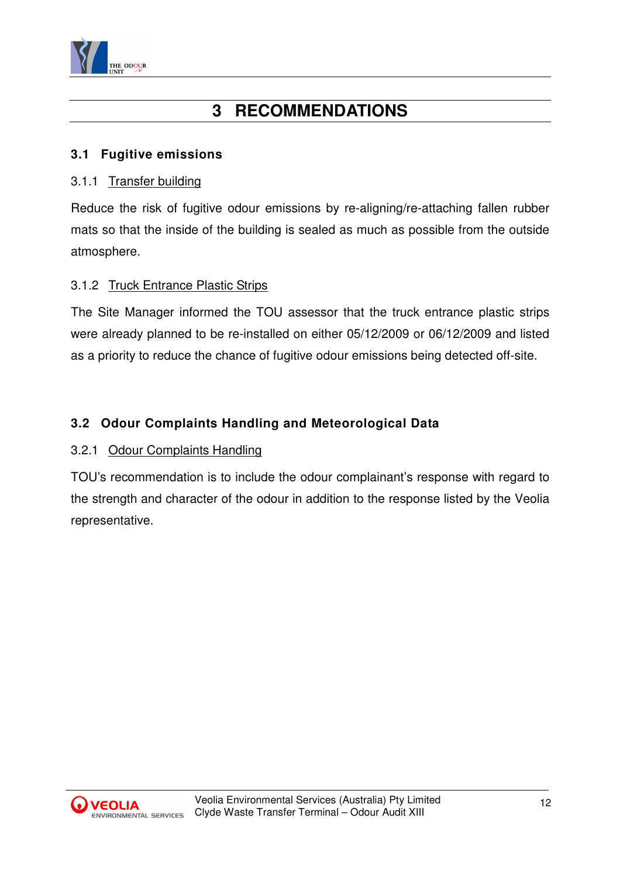# 3 RECOMMENDATIONS

## 3.1 Fugitive emissions

### 3.1.1 Transfer building

Reduce the risk of fugitive odour emissions by re-aligning/re-attaching fallen rubber mats so that the inside of the building is sealed as much as possible from the outside atmosphere.

### 3.1.2 Truck Entrance Plastic Strips

The Site Manager informed the TOU assessor that the truck entrance plastic strips were already planned to be re-installed on either 05/12/2009 or 06/12/2009 and listed as a priority to reduce the chance of fugitive odour emissions being detected off-site.

## 3.2 Odour Complaints Handling and Meteorological Data

### 3.2.1 Odour Complaints Handling

TOU's recommendation is to include the odour complainant's response with regard to the strength and character of the odour in addition to the response listed by the Veolia representative.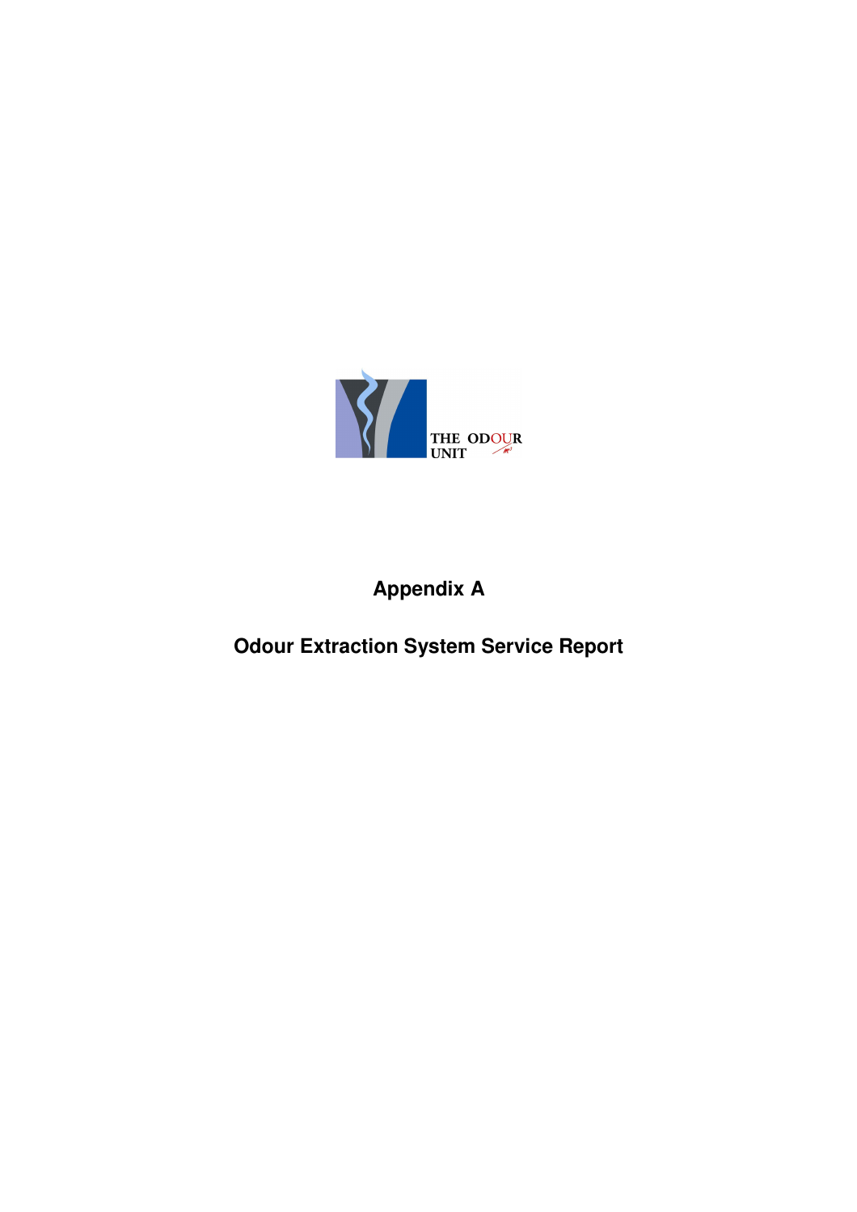# Appendix A

## Odour Extraction System Service Report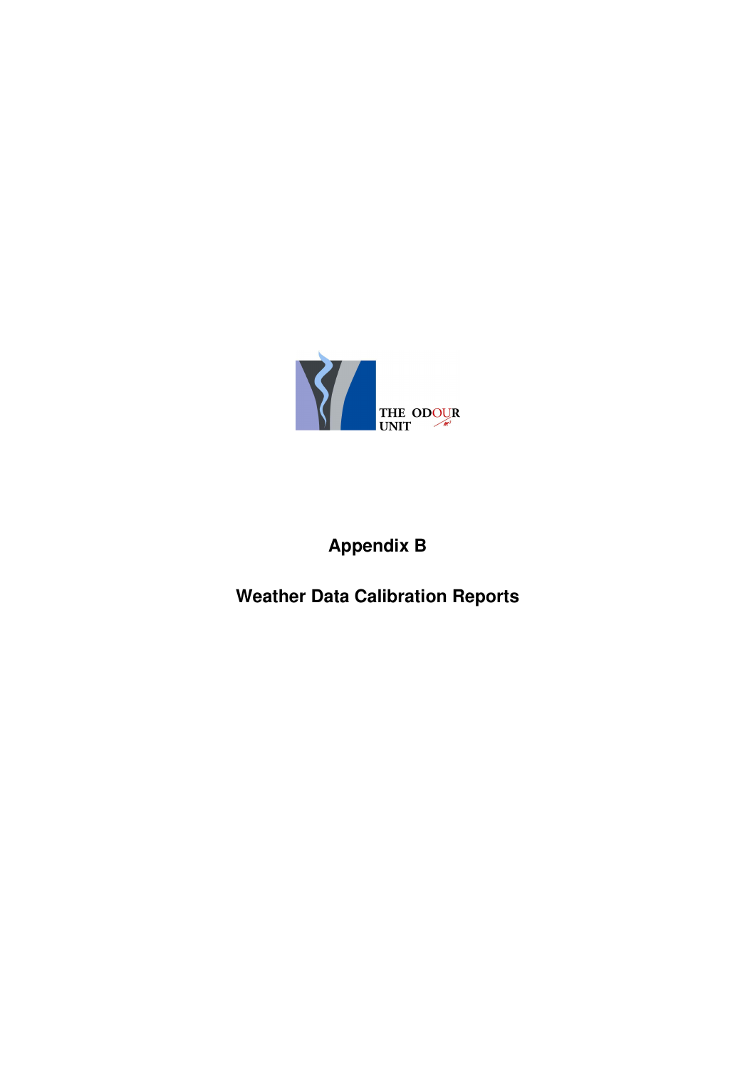THE ODOUR UNIT

# Appendix B

## Weather Data Calibration Reports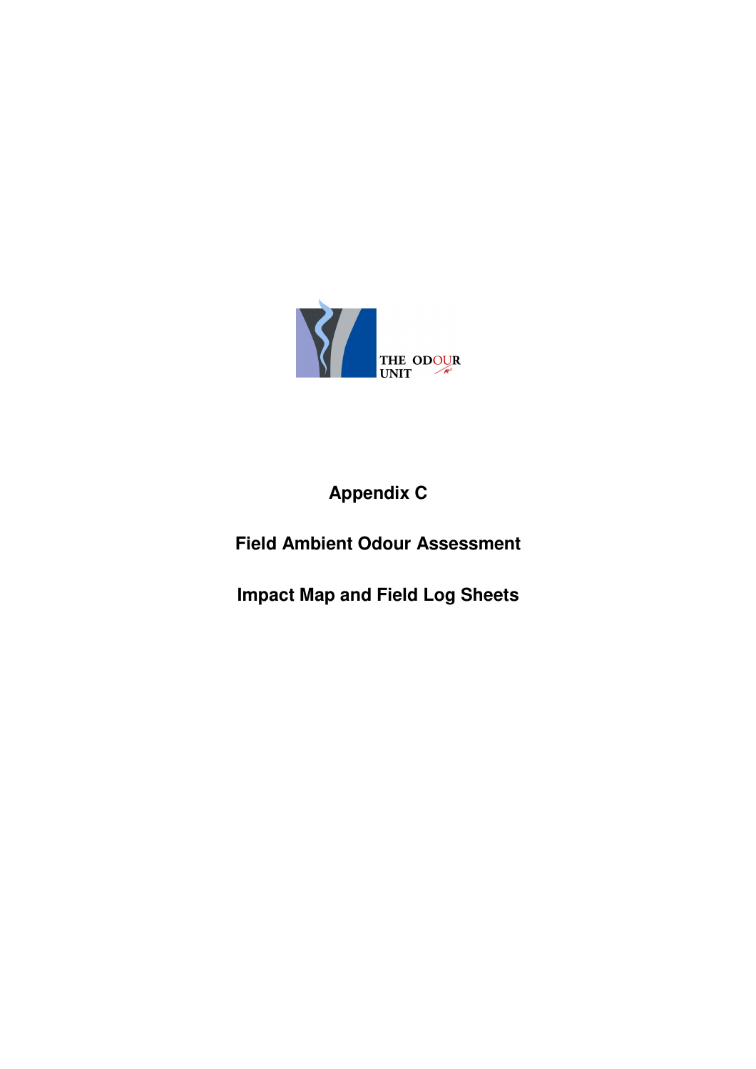THE ODOUR UNIT

# Appendix C

## Field Ambient Odour Assessment

## Impact Map and Field Log Sheets